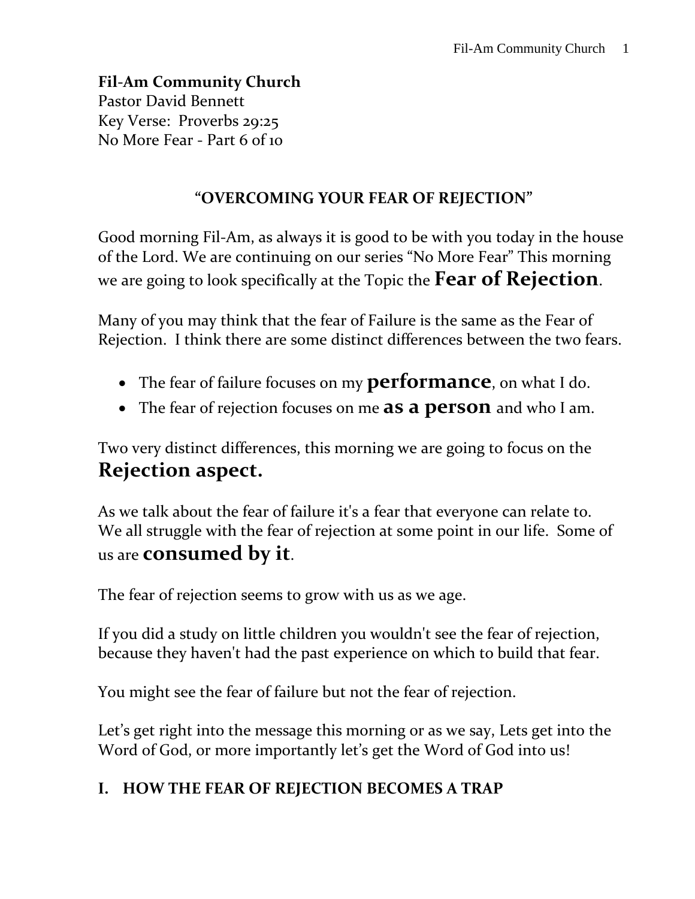**Fil-Am Community Church**
Pastor David Bennett
Key Verse: Proverbs 29:25
No More Fear - Part 6 of 10

## "OVERCOMING YOUR FEAR OF REJECTION"

Good morning Fil-Am, as always it is good to be with you today in the house of the Lord. We are continuing on our series "No More Fear" This morning we are going to look specifically at the Topic the **Fear of Rejection**.

Many of you may think that the fear of Failure is the same as the Fear of Rejection. I think there are some distinct differences between the two fears.

- The fear of failure focuses on my **performance**, on what I do.
- The fear of rejection focuses on me **as a person** and who I am.

Two very distinct differences, this morning we are going to focus on the **Rejection aspect.**

As we talk about the fear of failure it's a fear that everyone can relate to. We all struggle with the fear of rejection at some point in our life. Some of us are **consumed by it**.

The fear of rejection seems to grow with us as we age.

If you did a study on little children you wouldn't see the fear of rejection, because they haven't had the past experience on which to build that fear.

You might see the fear of failure but not the fear of rejection.

Let's get right into the message this morning or as we say, Lets get into the Word of God, or more importantly let's get the Word of God into us!

### I. HOW THE FEAR OF REJECTION BECOMES A TRAP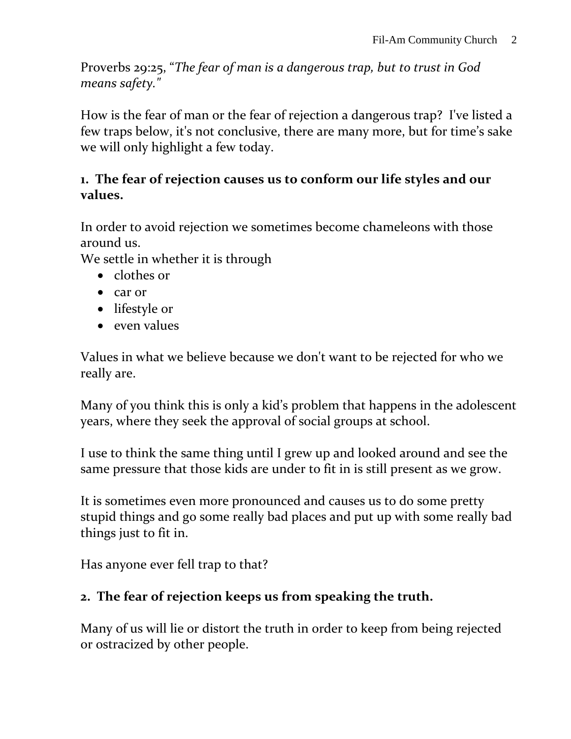Proverbs 29:25, "*The fear of man is a dangerous trap, but to trust in God means safety."*

How is the fear of man or the fear of rejection a dangerous trap? I've listed a few traps below, it's not conclusive, there are many more, but for time's sake we will only highlight a few today.

**1. The fear of rejection causes us to conform our life styles and our values.**

In order to avoid rejection we sometimes become chameleons with those around us.
We settle in whether it is through

- clothes or
- car or
- lifestyle or
- even values

Values in what we believe because we don't want to be rejected for who we really are.

Many of you think this is only a kid's problem that happens in the adolescent years, where they seek the approval of social groups at school.

I use to think the same thing until I grew up and looked around and see the same pressure that those kids are under to fit in is still present as we grow.

It is sometimes even more pronounced and causes us to do some pretty stupid things and go some really bad places and put up with some really bad things just to fit in.

Has anyone ever fell trap to that?

**2. The fear of rejection keeps us from speaking the truth.**

Many of us will lie or distort the truth in order to keep from being rejected or ostracized by other people.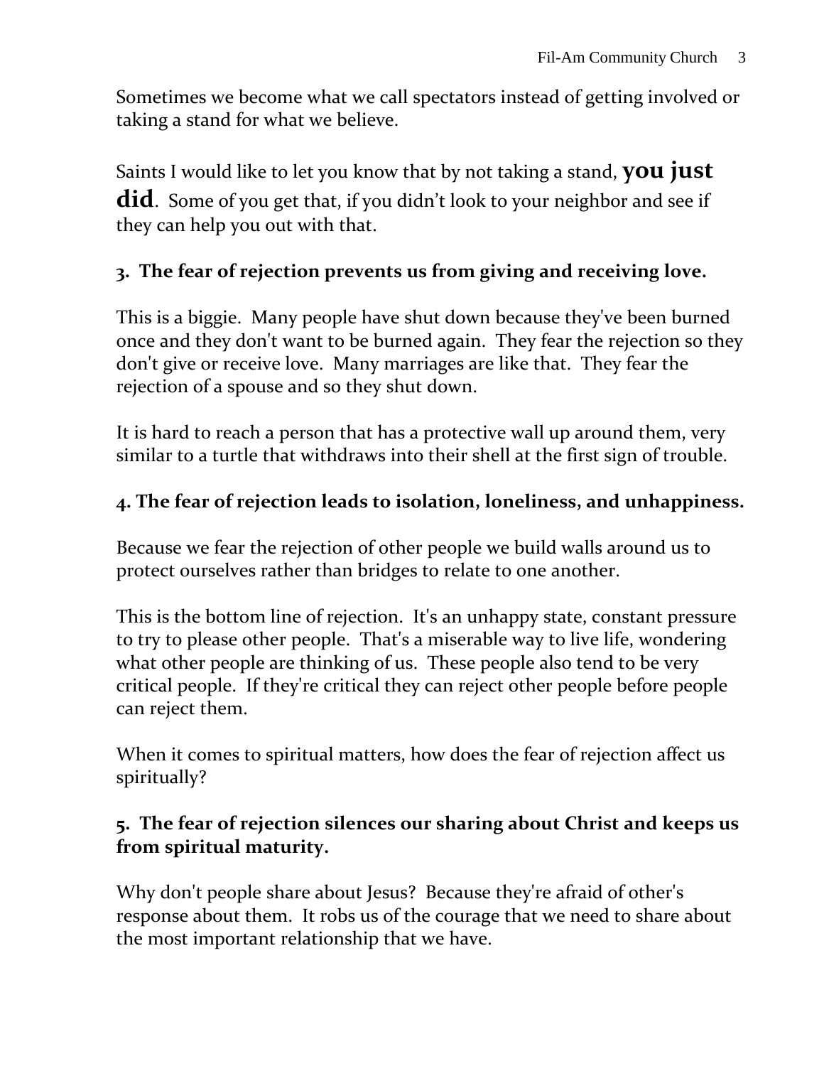Sometimes we become what we call spectators instead of getting involved or taking a stand for what we believe.

Saints I would like to let you know that by not taking a stand, **you just did**. Some of you get that, if you didn't look to your neighbor and see if they can help you out with that.

**3. The fear of rejection prevents us from giving and receiving love.**

This is a biggie. Many people have shut down because they've been burned once and they don't want to be burned again. They fear the rejection so they don't give or receive love. Many marriages are like that. They fear the rejection of a spouse and so they shut down.

It is hard to reach a person that has a protective wall up around them, very similar to a turtle that withdraws into their shell at the first sign of trouble.

**4. The fear of rejection leads to isolation, loneliness, and unhappiness.**

Because we fear the rejection of other people we build walls around us to protect ourselves rather than bridges to relate to one another.

This is the bottom line of rejection. It's an unhappy state, constant pressure to try to please other people. That's a miserable way to live life, wondering what other people are thinking of us. These people also tend to be very critical people. If they're critical they can reject other people before people can reject them.

When it comes to spiritual matters, how does the fear of rejection affect us spiritually?

**5. The fear of rejection silences our sharing about Christ and keeps us from spiritual maturity.**

Why don't people share about Jesus? Because they're afraid of other's response about them. It robs us of the courage that we need to share about the most important relationship that we have.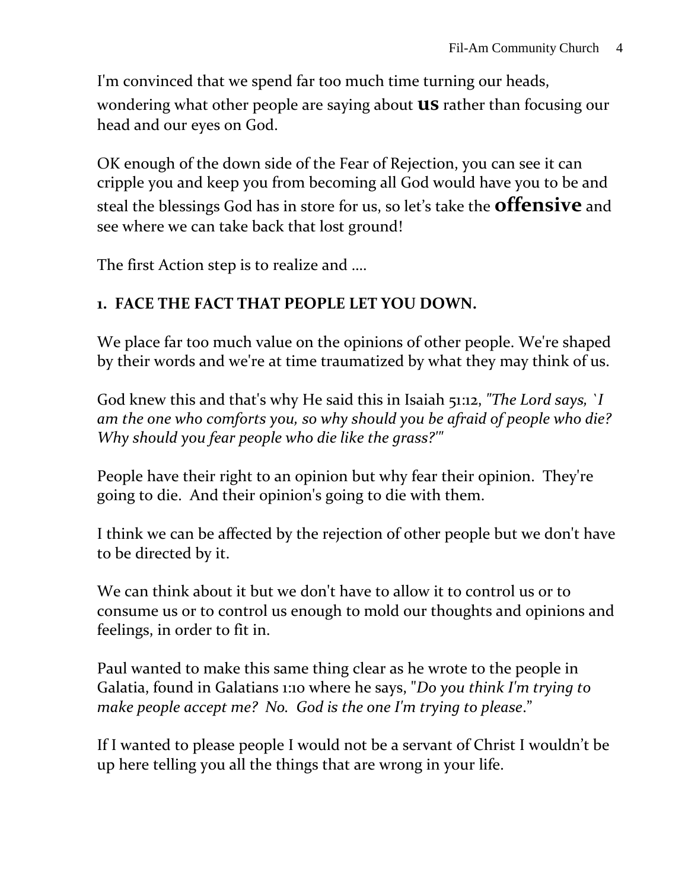I'm convinced that we spend far too much time turning our heads, wondering what other people are saying about **us** rather than focusing our head and our eyes on God.

OK enough of the down side of the Fear of Rejection, you can see it can cripple you and keep you from becoming all God would have you to be and steal the blessings God has in store for us, so let's take the **offensive** and see where we can take back that lost ground!

The first Action step is to realize and ....

**1. FACE THE FACT THAT PEOPLE LET YOU DOWN.**

We place far too much value on the opinions of other people. We're shaped by their words and we're at time traumatized by what they may think of us.

God knew this and that's why He said this in Isaiah 51:12, *"The Lord says, `I am the one who comforts you, so why should you be afraid of people who die? Why should you fear people who die like the grass?'"*

People have their right to an opinion but why fear their opinion. They're going to die. And their opinion's going to die with them.

I think we can be affected by the rejection of other people but we don't have to be directed by it.

We can think about it but we don't have to allow it to control us or to consume us or to control us enough to mold our thoughts and opinions and feelings, in order to fit in.

Paul wanted to make this same thing clear as he wrote to the people in Galatia, found in Galatians 1:10 where he says, "*Do you think I'm trying to make people accept me? No. God is the one I'm trying to please*."

If I wanted to please people I would not be a servant of Christ I wouldn't be up here telling you all the things that are wrong in your life.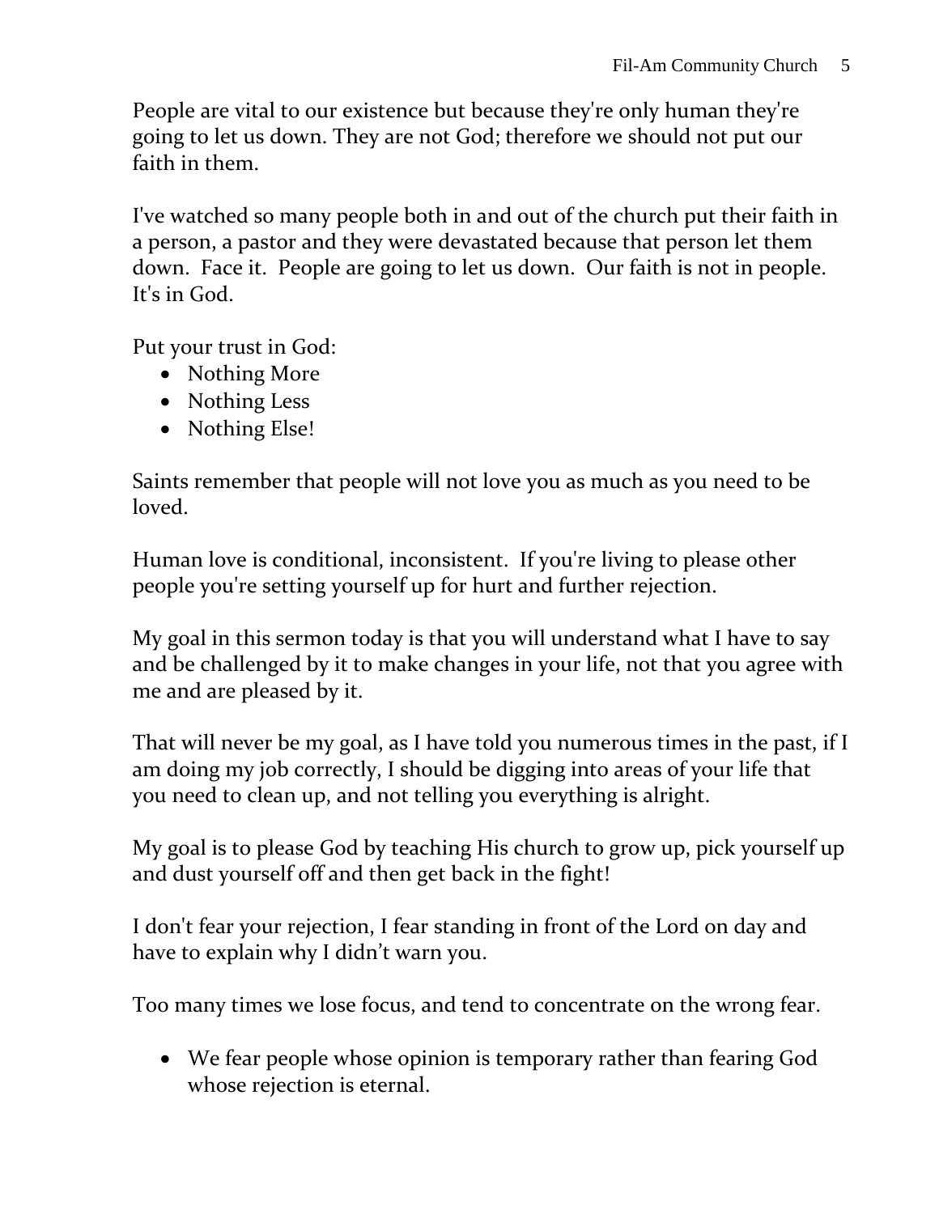People are vital to our existence but because they're only human they're going to let us down. They are not God; therefore we should not put our faith in them.

I've watched so many people both in and out of the church put their faith in a person, a pastor and they were devastated because that person let them down. Face it. People are going to let us down. Our faith is not in people. It's in God.

Put your trust in God:

- Nothing More
- Nothing Less
- Nothing Else!

Saints remember that people will not love you as much as you need to be loved.

Human love is conditional, inconsistent. If you're living to please other people you're setting yourself up for hurt and further rejection.

My goal in this sermon today is that you will understand what I have to say and be challenged by it to make changes in your life, not that you agree with me and are pleased by it.

That will never be my goal, as I have told you numerous times in the past, if I am doing my job correctly, I should be digging into areas of your life that you need to clean up, and not telling you everything is alright.

My goal is to please God by teaching His church to grow up, pick yourself up and dust yourself off and then get back in the fight!

I don't fear your rejection, I fear standing in front of the Lord on day and have to explain why I didn't warn you.

Too many times we lose focus, and tend to concentrate on the wrong fear.

- We fear people whose opinion is temporary rather than fearing God whose rejection is eternal.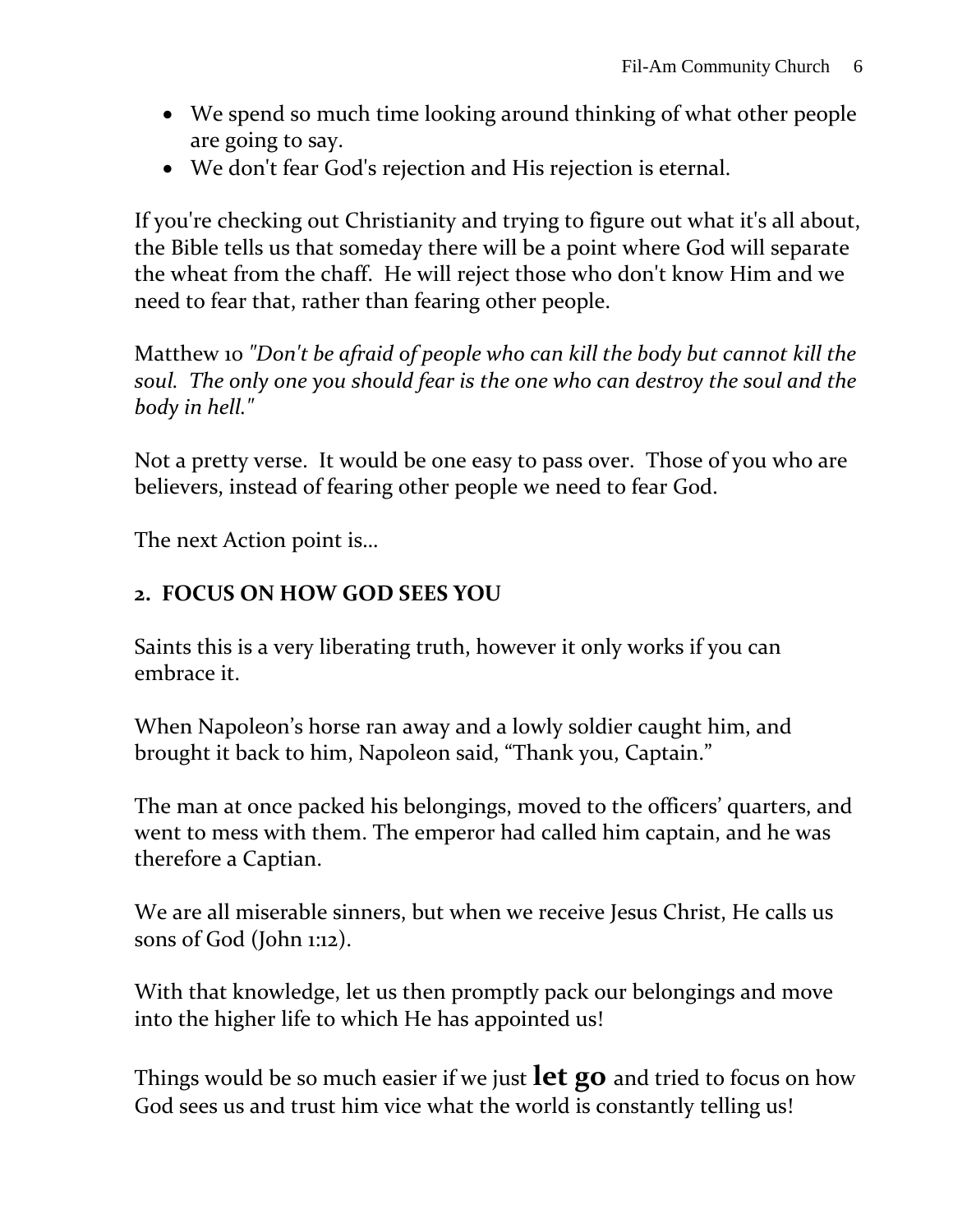- We spend so much time looking around thinking of what other people are going to say.
- We don't fear God's rejection and His rejection is eternal.

If you're checking out Christianity and trying to figure out what it's all about, the Bible tells us that someday there will be a point where God will separate the wheat from the chaff. He will reject those who don't know Him and we need to fear that, rather than fearing other people.

Matthew 10 *"Don't be afraid of people who can kill the body but cannot kill the soul. The only one you should fear is the one who can destroy the soul and the body in hell."*

Not a pretty verse. It would be one easy to pass over. Those of you who are believers, instead of fearing other people we need to fear God.

The next Action point is…

## 2. FOCUS ON HOW GOD SEES YOU

Saints this is a very liberating truth, however it only works if you can embrace it.

When Napoleon's horse ran away and a lowly soldier caught him, and brought it back to him, Napoleon said, "Thank you, Captain."

The man at once packed his belongings, moved to the officers' quarters, and went to mess with them. The emperor had called him captain, and he was therefore a Captian.

We are all miserable sinners, but when we receive Jesus Christ, He calls us sons of God (John 1:12).

With that knowledge, let us then promptly pack our belongings and move into the higher life to which He has appointed us!

Things would be so much easier if we just **let go** and tried to focus on how God sees us and trust him vice what the world is constantly telling us!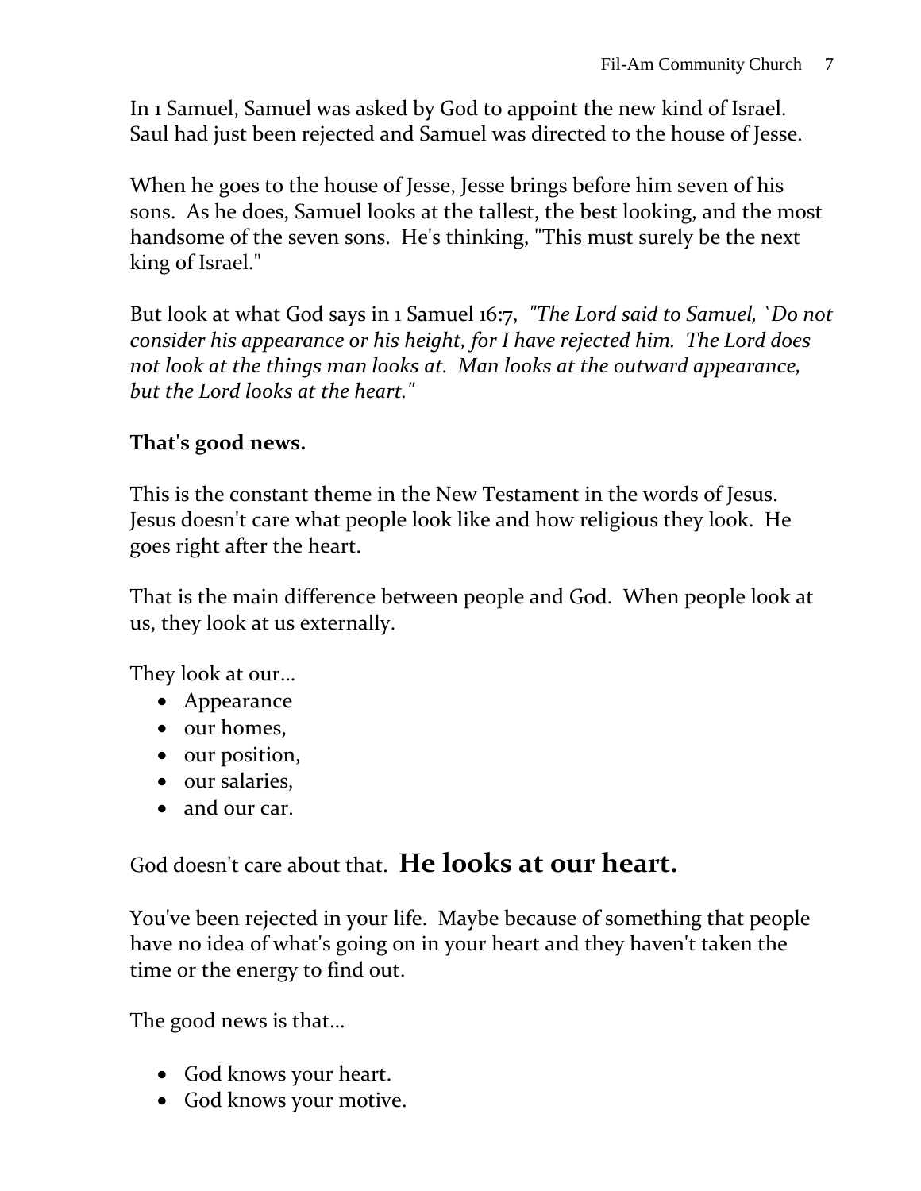In 1 Samuel, Samuel was asked by God to appoint the new kind of Israel. Saul had just been rejected and Samuel was directed to the house of Jesse.

When he goes to the house of Jesse, Jesse brings before him seven of his sons. As he does, Samuel looks at the tallest, the best looking, and the most handsome of the seven sons. He's thinking, "This must surely be the next king of Israel."

But look at what God says in 1 Samuel 16:7, *"The Lord said to Samuel, `Do not consider his appearance or his height, for I have rejected him. The Lord does not look at the things man looks at. Man looks at the outward appearance, but the Lord looks at the heart."*

**That's good news.**

This is the constant theme in the New Testament in the words of Jesus. Jesus doesn't care what people look like and how religious they look. He goes right after the heart.

That is the main difference between people and God. When people look at us, they look at us externally.

They look at our…

- Appearance
- our homes,
- our position,
- our salaries,
- and our car.

God doesn't care about that. **He looks at our heart.**

You've been rejected in your life. Maybe because of something that people have no idea of what's going on in your heart and they haven't taken the time or the energy to find out.

The good news is that…

- God knows your heart.
- God knows your motive.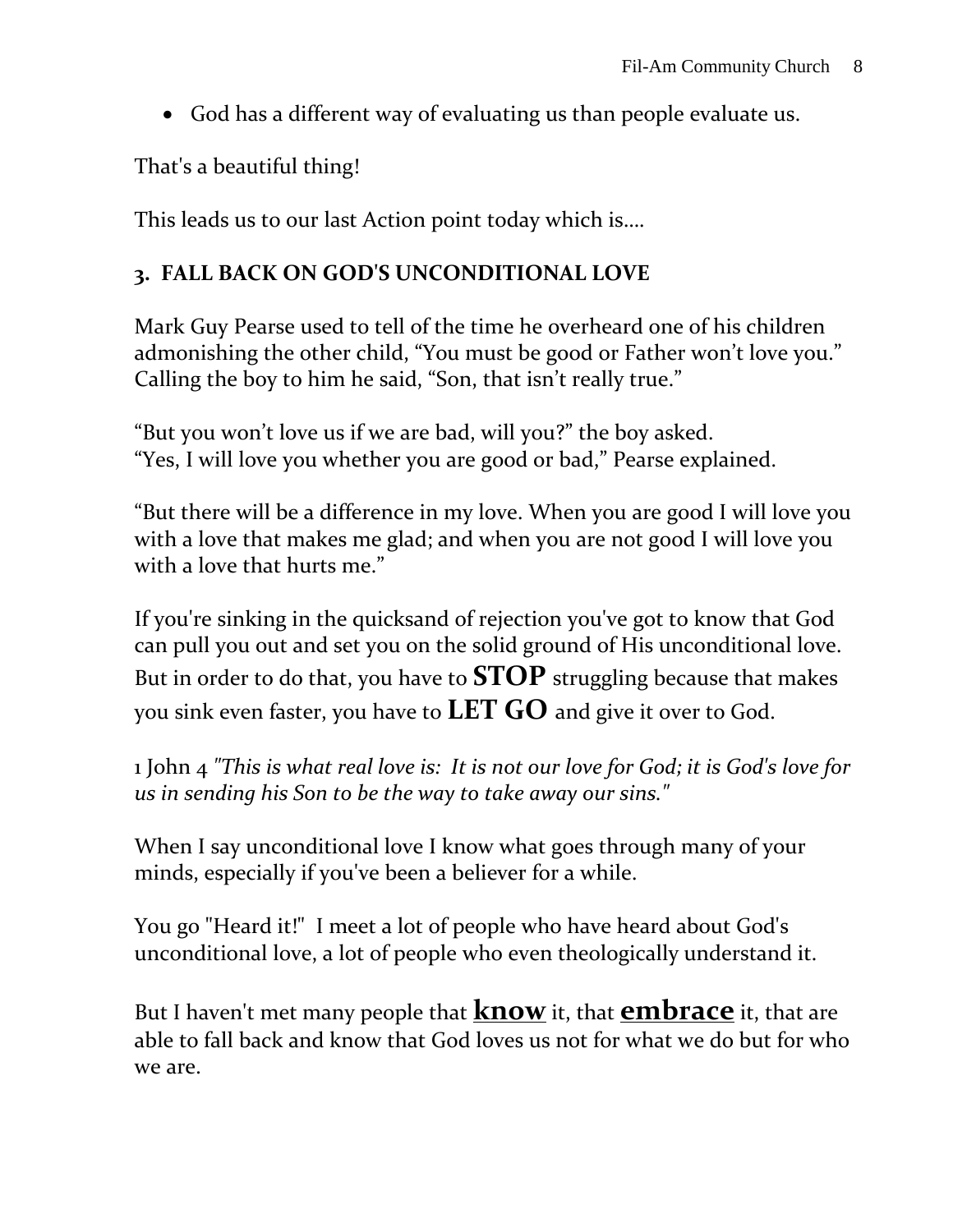- God has a different way of evaluating us than people evaluate us.

That's a beautiful thing!

This leads us to our last Action point today which is....

### 3. FALL BACK ON GOD'S UNCONDITIONAL LOVE

Mark Guy Pearse used to tell of the time he overheard one of his children admonishing the other child, "You must be good or Father won't love you." Calling the boy to him he said, "Son, that isn't really true."

"But you won't love us if we are bad, will you?" the boy asked.
"Yes, I will love you whether you are good or bad," Pearse explained.

"But there will be a difference in my love. When you are good I will love you with a love that makes me glad; and when you are not good I will love you with a love that hurts me."

If you're sinking in the quicksand of rejection you've got to know that God can pull you out and set you on the solid ground of His unconditional love. But in order to do that, you have to **STOP** struggling because that makes you sink even faster, you have to **LET GO** and give it over to God.

1 John 4 *"This is what real love is: It is not our love for God; it is God's love for us in sending his Son to be the way to take away our sins."*

When I say unconditional love I know what goes through many of your minds, especially if you've been a believer for a while.

You go "Heard it!" I meet a lot of people who have heard about God's unconditional love, a lot of people who even theologically understand it.

But I haven't met many people that **know** it, that **embrace** it, that are able to fall back and know that God loves us not for what we do but for who we are.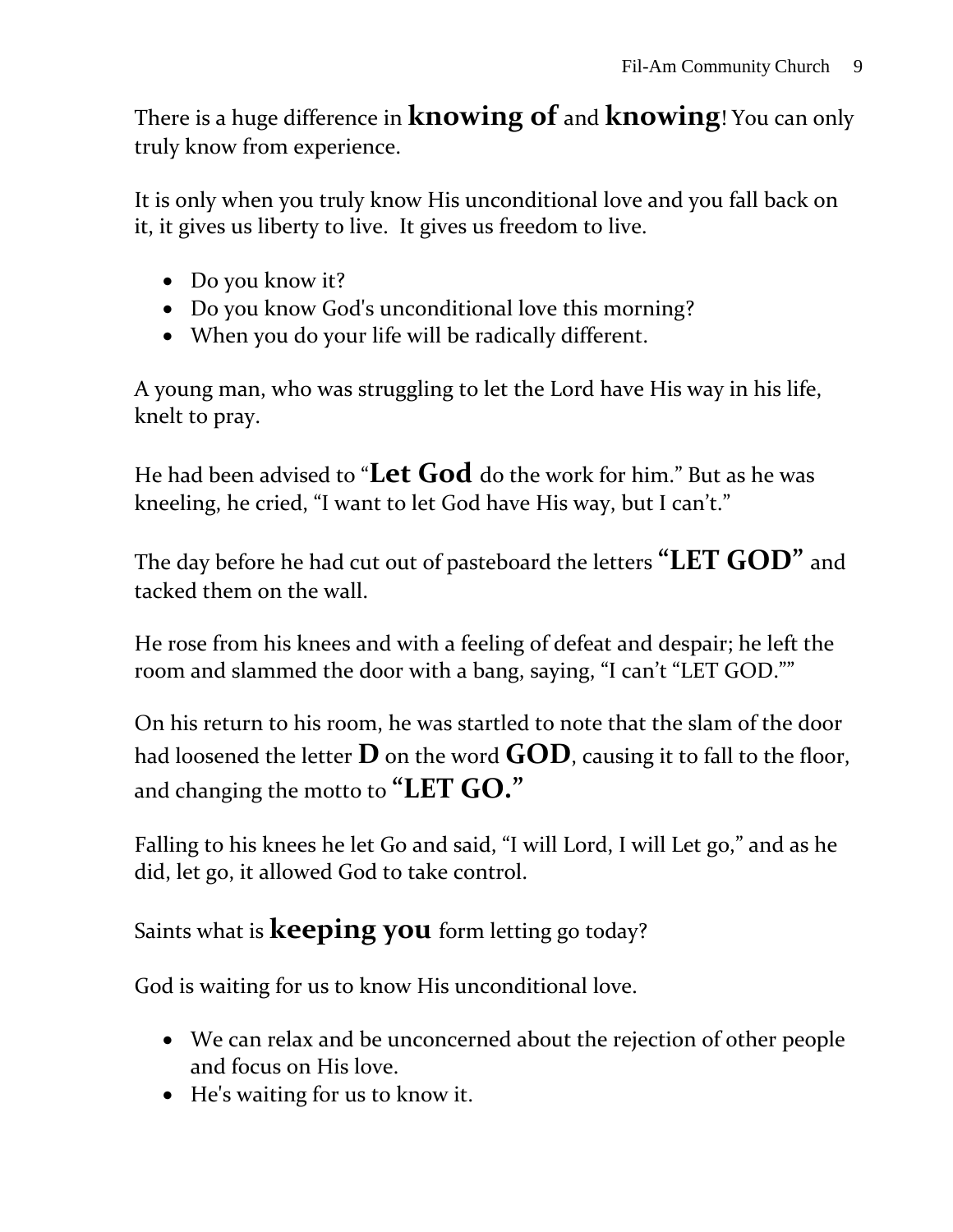There is a huge difference in **knowing of** and **knowing**! You can only truly know from experience.

It is only when you truly know His unconditional love and you fall back on it, it gives us liberty to live.  It gives us freedom to live.

- Do you know it?
- Do you know God's unconditional love this morning?
- When you do your life will be radically different.

A young man, who was struggling to let the Lord have His way in his life, knelt to pray.

He had been advised to "**Let God** do the work for him." But as he was kneeling, he cried, "I want to let God have His way, but I can't."

The day before he had cut out of pasteboard the letters **"LET GOD"** and tacked them on the wall.

He rose from his knees and with a feeling of defeat and despair; he left the room and slammed the door with a bang, saying, "I can't "LET GOD.""

On his return to his room, he was startled to note that the slam of the door had loosened the letter **D** on the word **GOD**, causing it to fall to the floor, and changing the motto to **"LET GO."**

Falling to his knees he let Go and said, "I will Lord, I will Let go," and as he did, let go, it allowed God to take control.

Saints what is **keeping you** form letting go today?

God is waiting for us to know His unconditional love.

- We can relax and be unconcerned about the rejection of other people and focus on His love.
- He's waiting for us to know it.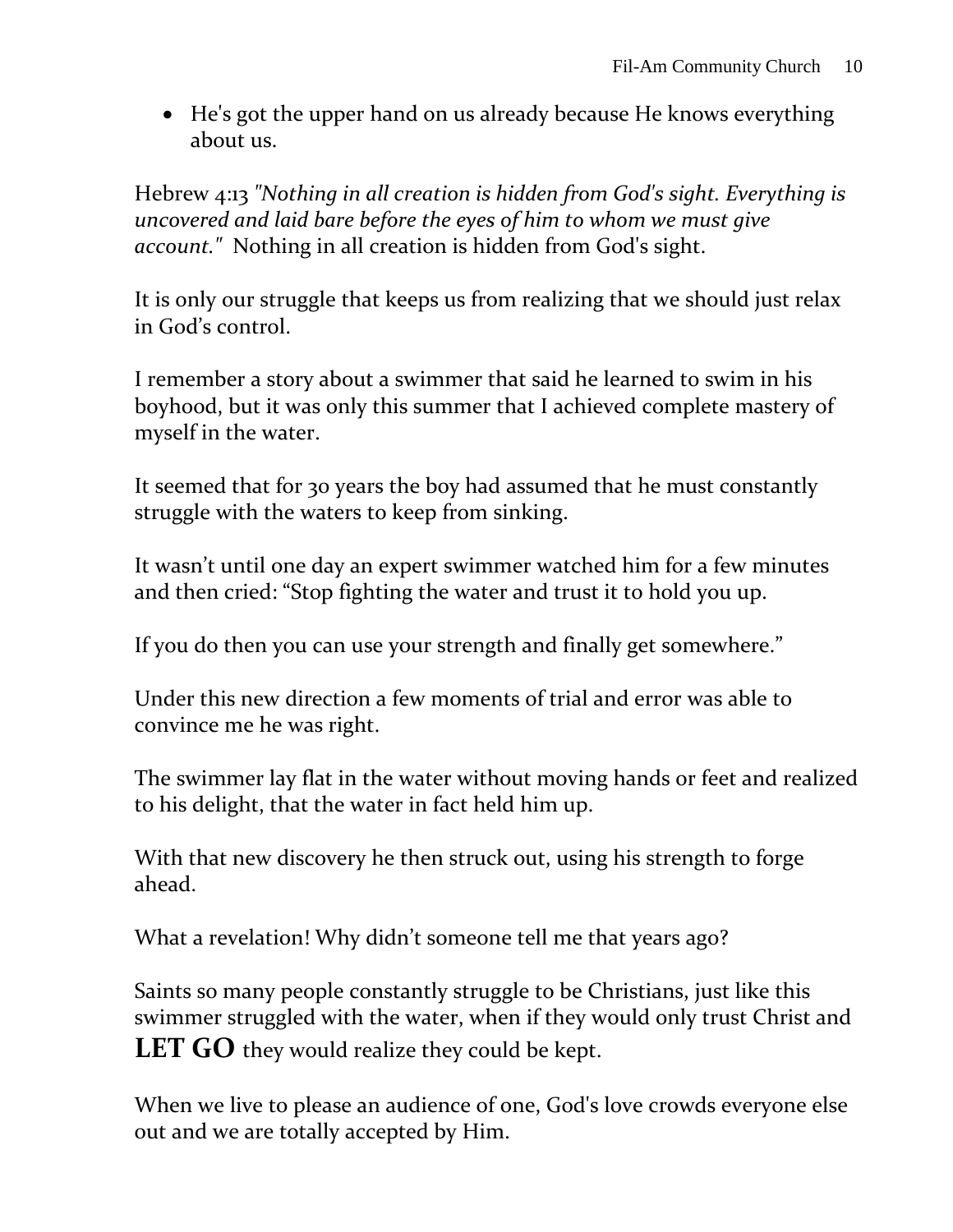- He's got the upper hand on us already because He knows everything about us.

Hebrew 4:13 *"Nothing in all creation is hidden from God's sight. Everything is uncovered and laid bare before the eyes of him to whom we must give account."* Nothing in all creation is hidden from God's sight.

It is only our struggle that keeps us from realizing that we should just relax in God's control.

I remember a story about a swimmer that said he learned to swim in his boyhood, but it was only this summer that I achieved complete mastery of myself in the water.

It seemed that for 30 years the boy had assumed that he must constantly struggle with the waters to keep from sinking.

It wasn't until one day an expert swimmer watched him for a few minutes and then cried: "Stop fighting the water and trust it to hold you up.

If you do then you can use your strength and finally get somewhere."

Under this new direction a few moments of trial and error was able to convince me he was right.

The swimmer lay flat in the water without moving hands or feet and realized to his delight, that the water in fact held him up.

With that new discovery he then struck out, using his strength to forge ahead.

What a revelation! Why didn't someone tell me that years ago?

Saints so many people constantly struggle to be Christians, just like this swimmer struggled with the water, when if they would only trust Christ and **LET GO** they would realize they could be kept.

When we live to please an audience of one, God's love crowds everyone else out and we are totally accepted by Him.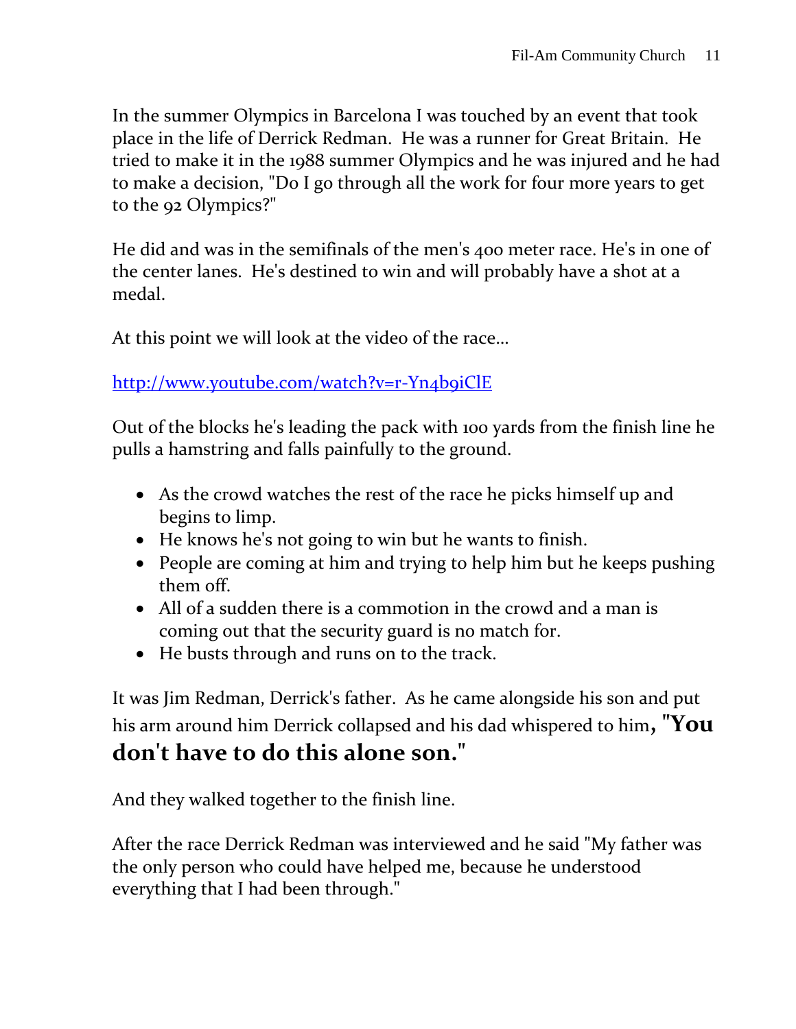In the summer Olympics in Barcelona I was touched by an event that took place in the life of Derrick Redman. He was a runner for Great Britain. He tried to make it in the 1988 summer Olympics and he was injured and he had to make a decision, "Do I go through all the work for four more years to get to the 92 Olympics?"

He did and was in the semifinals of the men's 400 meter race. He's in one of the center lanes. He's destined to win and will probably have a shot at a medal.

At this point we will look at the video of the race…

[http://www.youtube.com/watch?v=r-Yn4b9iClE](http://www.youtube.com/watch?v=r-Yn4b9iClE)

Out of the blocks he's leading the pack with 100 yards from the finish line he pulls a hamstring and falls painfully to the ground.

- As the crowd watches the rest of the race he picks himself up and begins to limp.
- He knows he's not going to win but he wants to finish.
- People are coming at him and trying to help him but he keeps pushing them off.
- All of a sudden there is a commotion in the crowd and a man is coming out that the security guard is no match for.
- He busts through and runs on to the track.

It was Jim Redman, Derrick's father. As he came alongside his son and put his arm around him Derrick collapsed and his dad whispered to him**, "You don't have to do this alone son."**

And they walked together to the finish line.

After the race Derrick Redman was interviewed and he said "My father was the only person who could have helped me, because he understood everything that I had been through."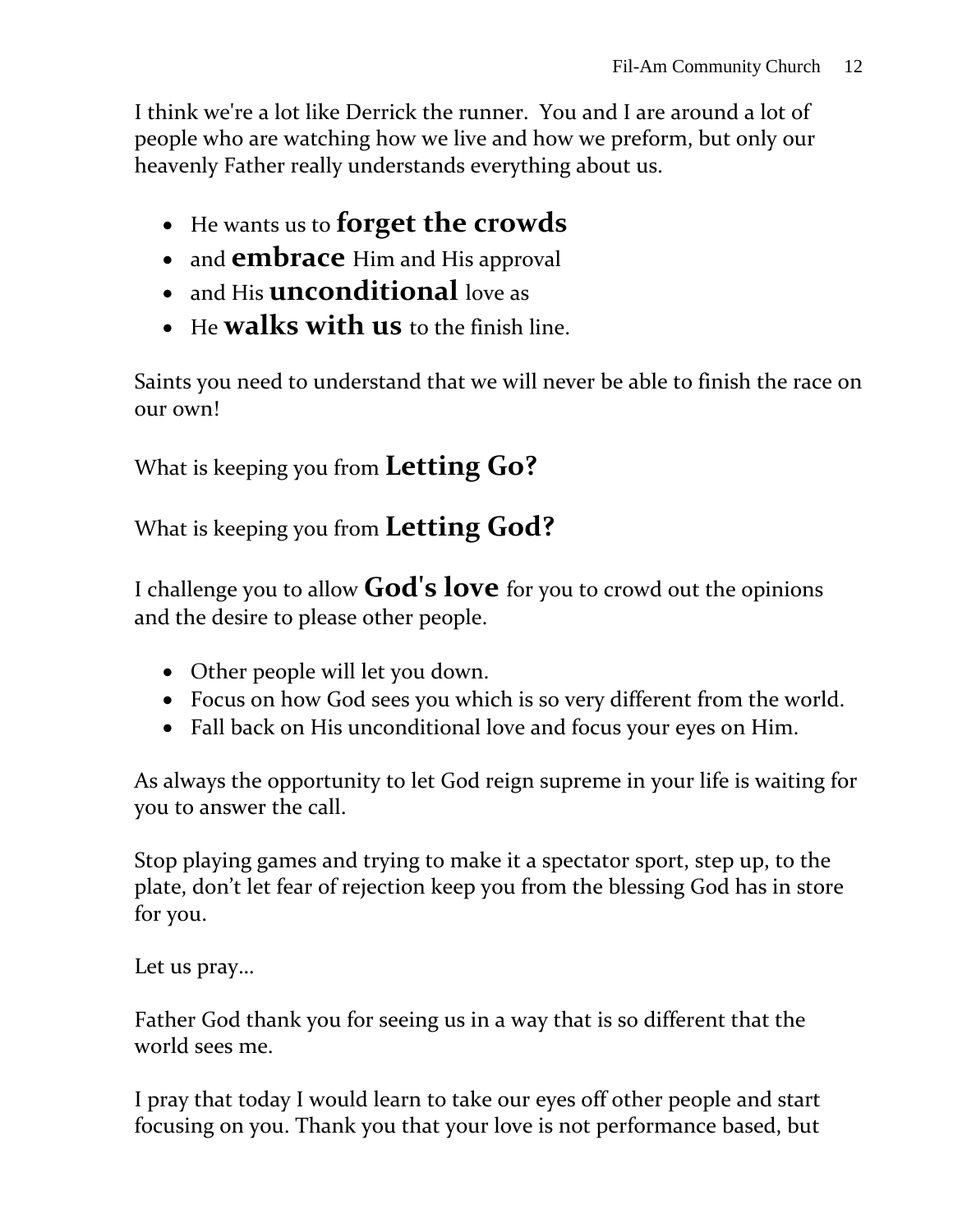I think we're a lot like Derrick the runner. You and I are around a lot of people who are watching how we live and how we preform, but only our heavenly Father really understands everything about us.

- He wants us to **forget the crowds**
- and **embrace** Him and His approval
- and His **unconditional** love as
- He **walks with us** to the finish line.

Saints you need to understand that we will never be able to finish the race on our own!

What is keeping you from **Letting Go?**

What is keeping you from **Letting God?**

I challenge you to allow **God's love** for you to crowd out the opinions and the desire to please other people.

- Other people will let you down.
- Focus on how God sees you which is so very different from the world.
- Fall back on His unconditional love and focus your eyes on Him.

As always the opportunity to let God reign supreme in your life is waiting for you to answer the call.

Stop playing games and trying to make it a spectator sport, step up, to the plate, don't let fear of rejection keep you from the blessing God has in store for you.

Let us pray…

Father God thank you for seeing us in a way that is so different that the world sees me.

I pray that today I would learn to take our eyes off other people and start focusing on you. Thank you that your love is not performance based, but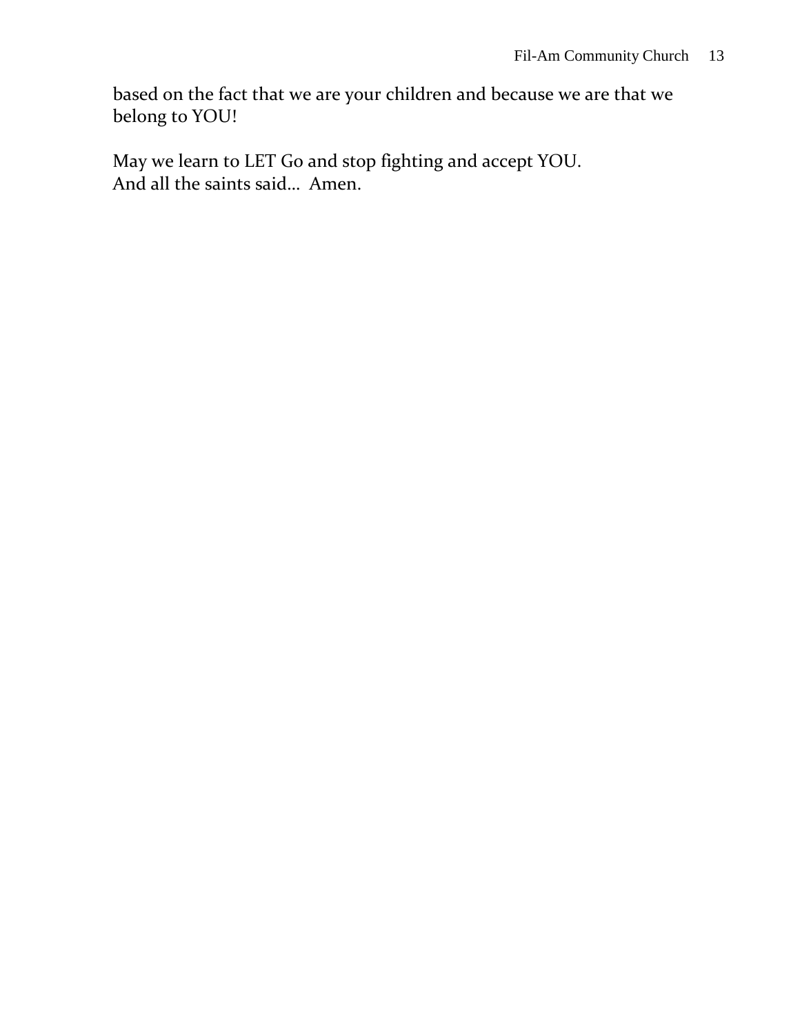based on the fact that we are your children and because we are that we belong to YOU!

May we learn to LET Go and stop fighting and accept YOU.
And all the saints said... Amen.